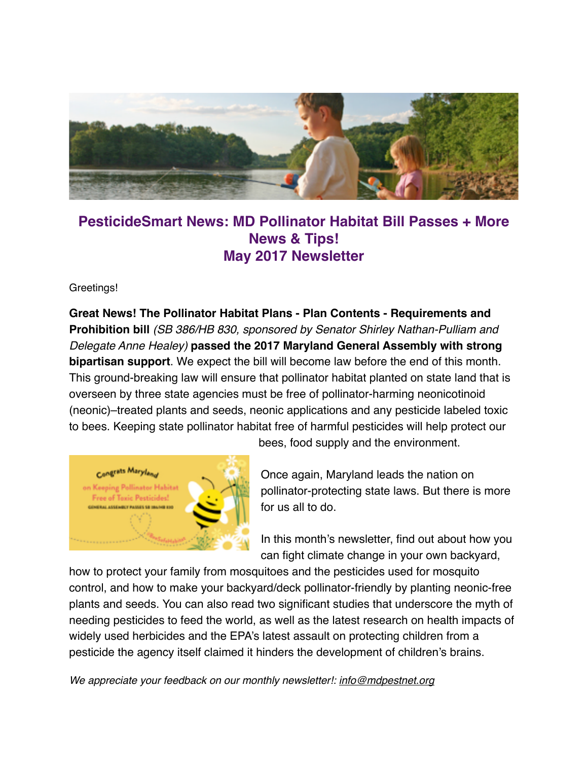# PesticideSmart News: MD Pollinator Habitat Bill Passes + More News & Tips!
# May 2017 Newsletter

Greetings!

**Great News! The Pollinator Habitat Plans - Plan Contents - Requirements and Prohibition bill** *(SB 386/HB 830, sponsored by Senator Shirley Nathan-Pulliam and Delegate Anne Healey)* **passed the 2017 Maryland General Assembly with strong bipartisan support**. We expect the bill will become law before the end of this month. This ground-breaking law will ensure that pollinator habitat planted on state land that is overseen by three state agencies must be free of pollinator-harming neonicotinoid (neonic)–treated plants and seeds, neonic applications and any pesticide labeled toxic to bees. Keeping state pollinator habitat free of harmful pesticides will help protect our bees, food supply and the environment.

Once again, Maryland leads the nation on pollinator-protecting state laws. But there is more for us all to do.

In this month's newsletter, find out about how you can fight climate change in your own backyard, how to protect your family from mosquitoes and the pesticides used for mosquito control, and how to make your backyard/deck pollinator-friendly by planting neonic-free plants and seeds. You can also read two significant studies that underscore the myth of needing pesticides to feed the world, as well as the latest research on health impacts of widely used herbicides and the EPA's latest assault on protecting children from a pesticide the agency itself claimed it hinders the development of children's brains.

*We appreciate your feedback on our monthly newsletter!: info@mdpestnet.org*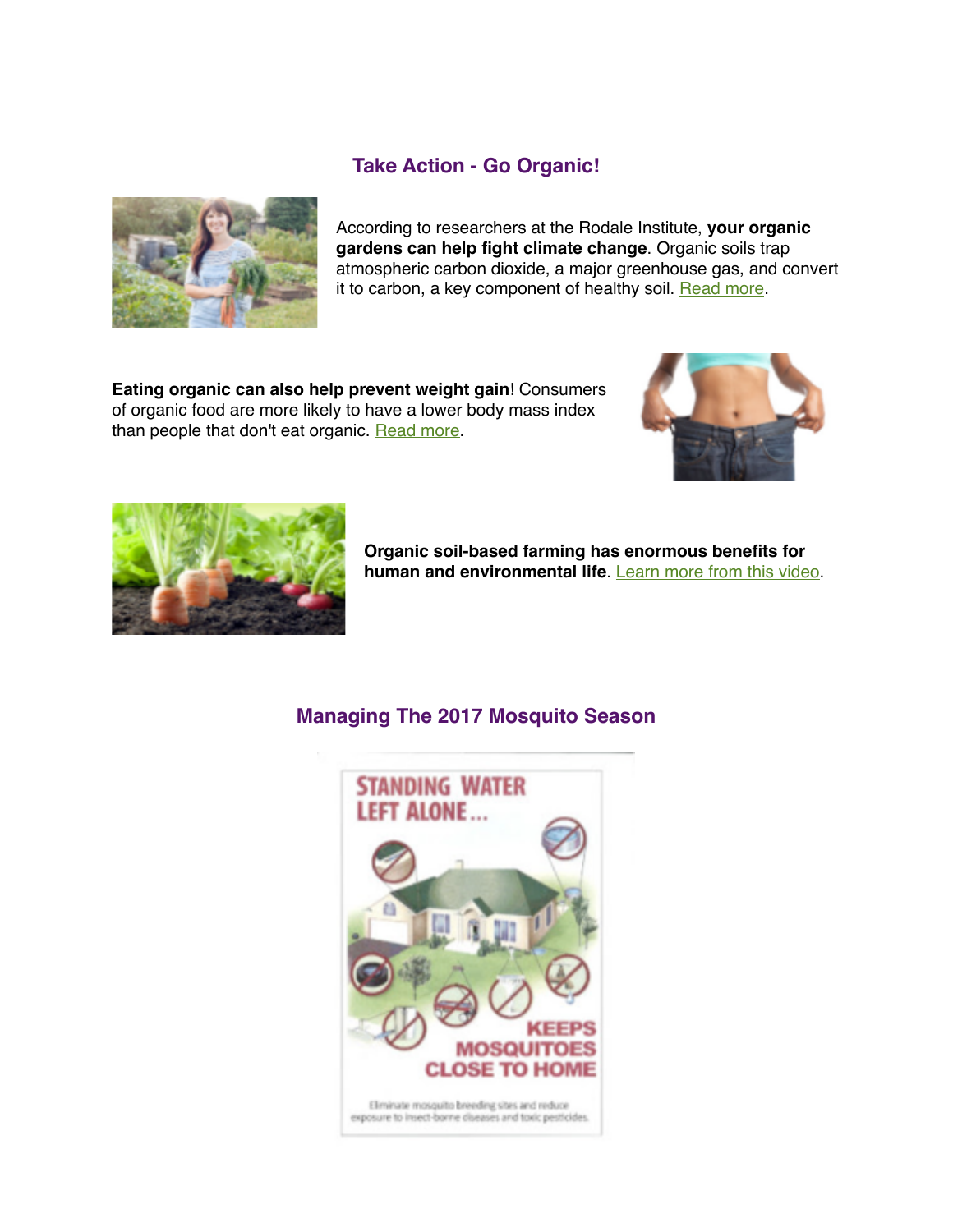## Take Action - Go Organic!

According to researchers at the Rodale Institute, **your organic gardens can help fight climate change**. Organic soils trap atmospheric carbon dioxide, a major greenhouse gas, and convert it to carbon, a key component of healthy soil. Read more.

**Eating organic can also help prevent weight gain**! Consumers of organic food are more likely to have a lower body mass index than people that don't eat organic. Read more.

**Organic soil-based farming has enormous benefits for human and environmental life**. Learn more from this video.

## Managing The 2017 Mosquito Season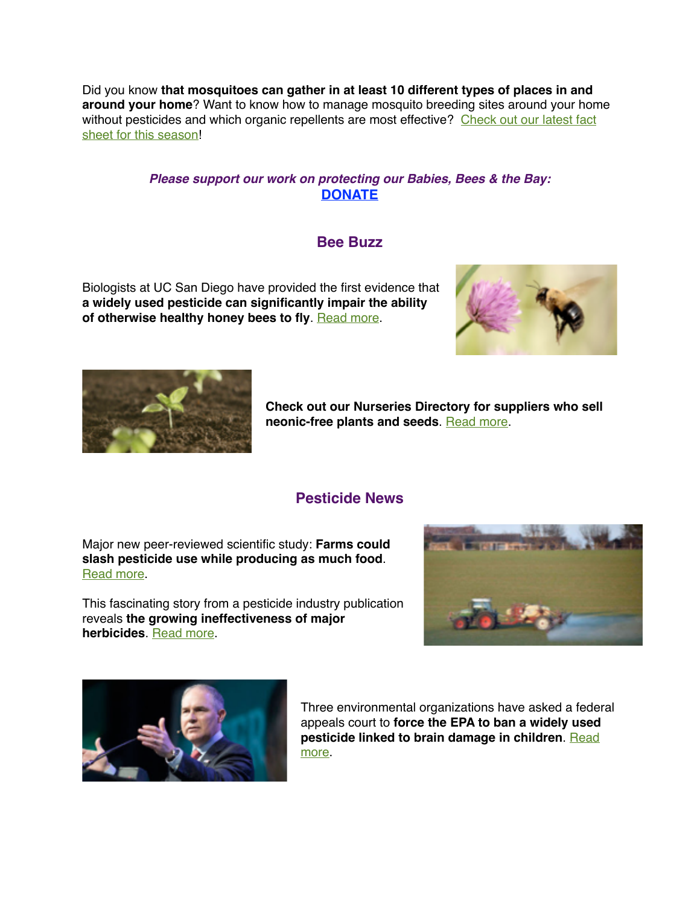Did you know **that mosquitoes can gather in at least 10 different types of places in and around your home**? Want to know how to manage mosquito breeding sites around your home without pesticides and which organic repellents are most effective? Check out our latest fact sheet for this season!

***Please support our work on protecting our Babies, Bees & the Bay:***
**DONATE**

## Bee Buzz

Biologists at UC San Diego have provided the first evidence that **a widely used pesticide can significantly impair the ability of otherwise healthy honey bees to fly**. Read more.

**Check out our Nurseries Directory for suppliers who sell neonic-free plants and seeds**. Read more.

## Pesticide News

Major new peer-reviewed scientific study: **Farms could slash pesticide use while producing as much food**. Read more.

This fascinating story from a pesticide industry publication reveals **the growing ineffectiveness of major herbicides**. Read more.

Three environmental organizations have asked a federal appeals court to **force the EPA to ban a widely used pesticide linked to brain damage in children**. Read more.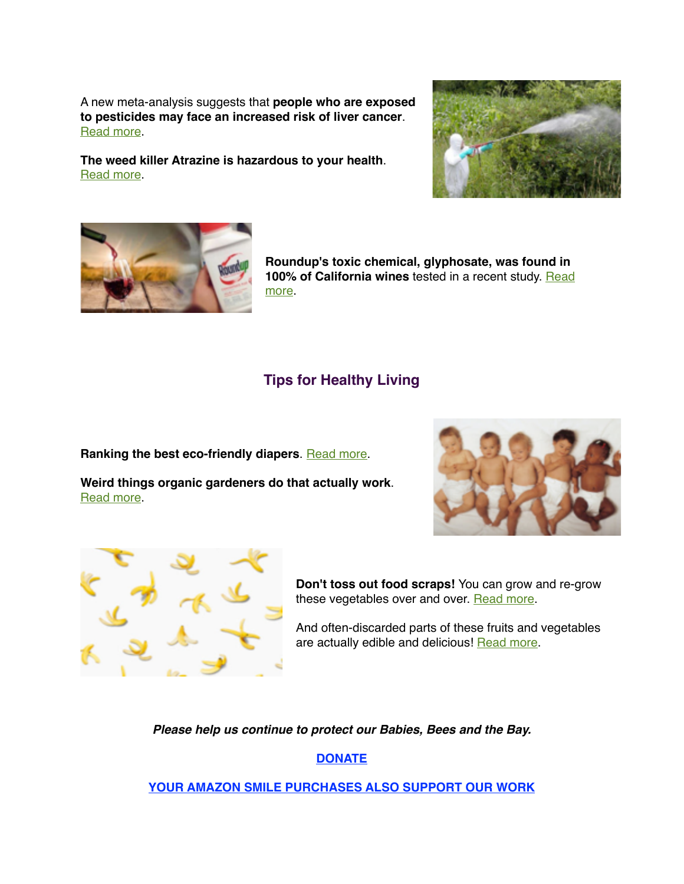A new meta-analysis suggests that **people who are exposed to pesticides may face an increased risk of liver cancer**. Read more.

**The weed killer Atrazine is hazardous to your health**. Read more.

**Roundup's toxic chemical, glyphosate, was found in 100% of California wines** tested in a recent study. Read more.

## Tips for Healthy Living

**Ranking the best eco-friendly diapers**. Read more.

**Weird things organic gardeners do that actually work**. Read more.

**Don't toss out food scraps!** You can grow and re-grow these vegetables over and over. Read more.

And often-discarded parts of these fruits and vegetables are actually edible and delicious! Read more.

***Please help us continue to protect our Babies, Bees and the Bay.***

**DONATE**

**YOUR AMAZON SMILE PURCHASES ALSO SUPPORT OUR WORK**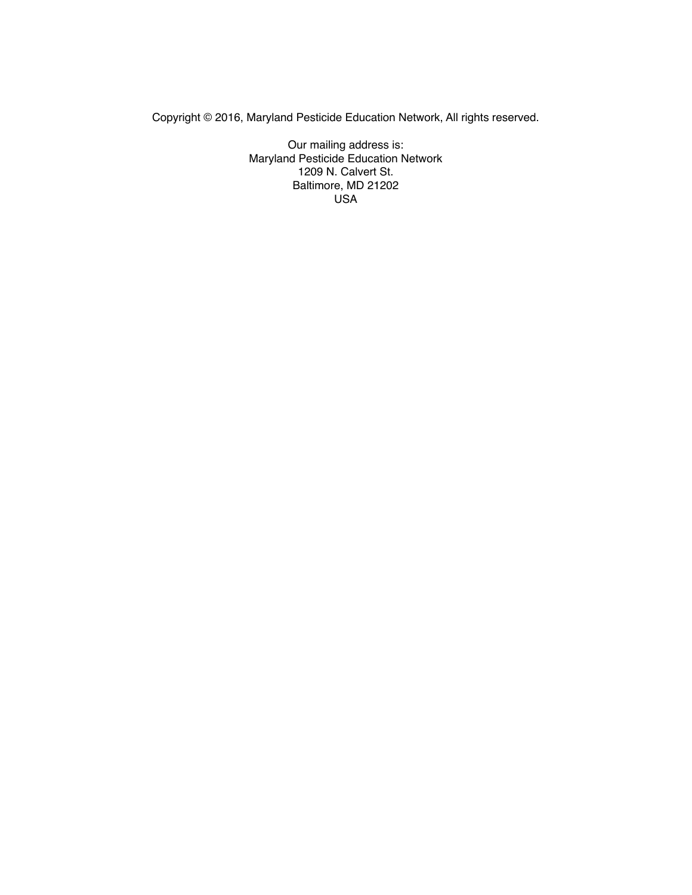Copyright © 2016, Maryland Pesticide Education Network, All rights reserved.

Our mailing address is:
Maryland Pesticide Education Network
1209 N. Calvert St.
Baltimore, MD 21202
USA